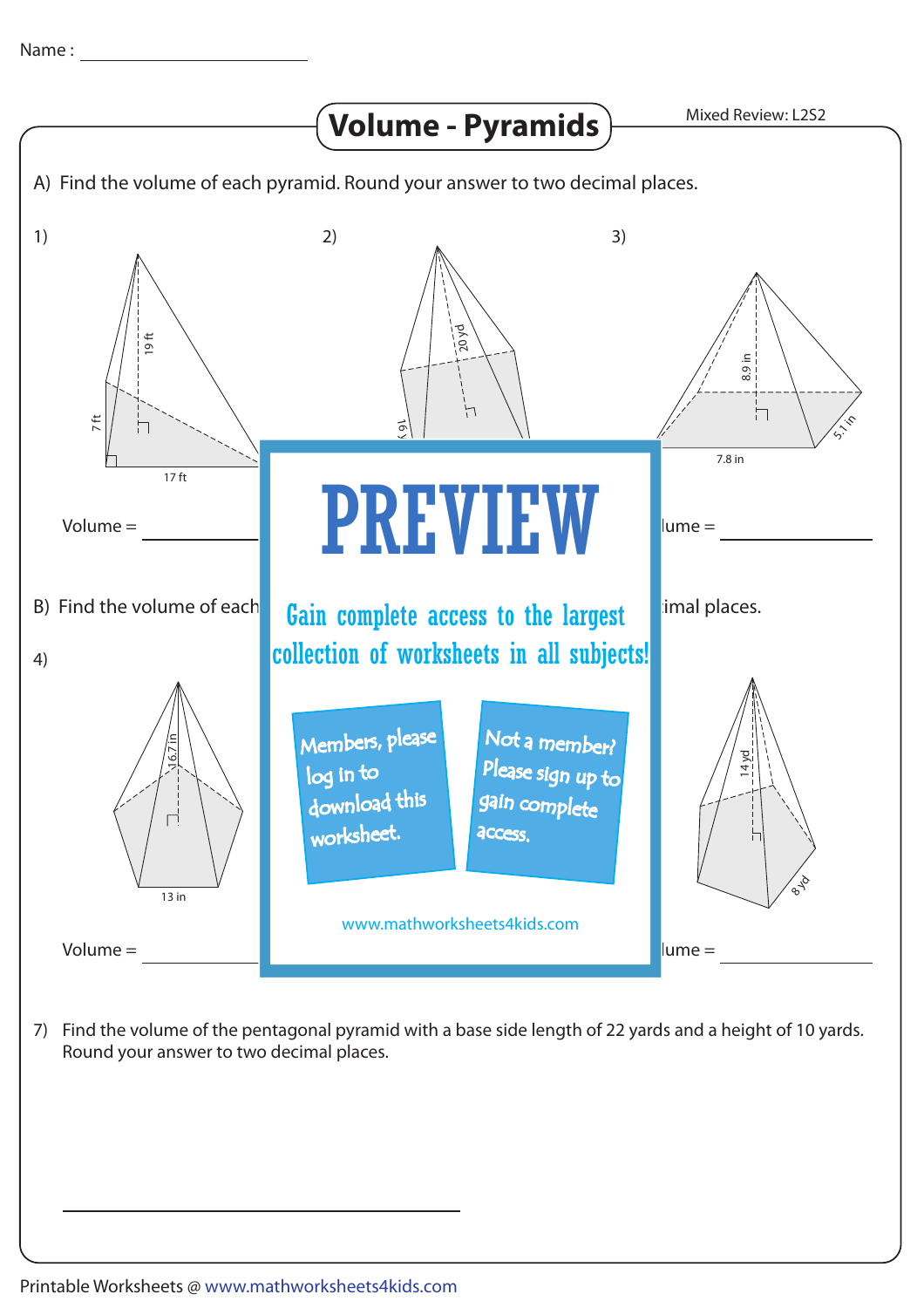Name : ______________________

# Volume - Pyramids

Mixed Review: L2S2

A) Find the volume of each pyramid. Round your answer to two decimal places.

1)

19 ft

7 ft

17 ft

Volume = ______________

2)

20 yd

16 y

3)

8.9 in

7.8 in

5.1 in

lume = ______________

# PREVIEW

Gain complete access to the largest collection of worksheets in all subjects!

Members, please log in to download this worksheet.

Not a member? Please sign up to gain complete access.

www.mathworksheets4kids.com

B) Find the volume of each

imal places.

4)

16.7 in

13 in

Volume = ______________

14 yd

8 yd

lume = ______________

7) Find the volume of the pentagonal pyramid with a base side length of 22 yards and a height of 10 yards. Round your answer to two decimal places.

______________________________________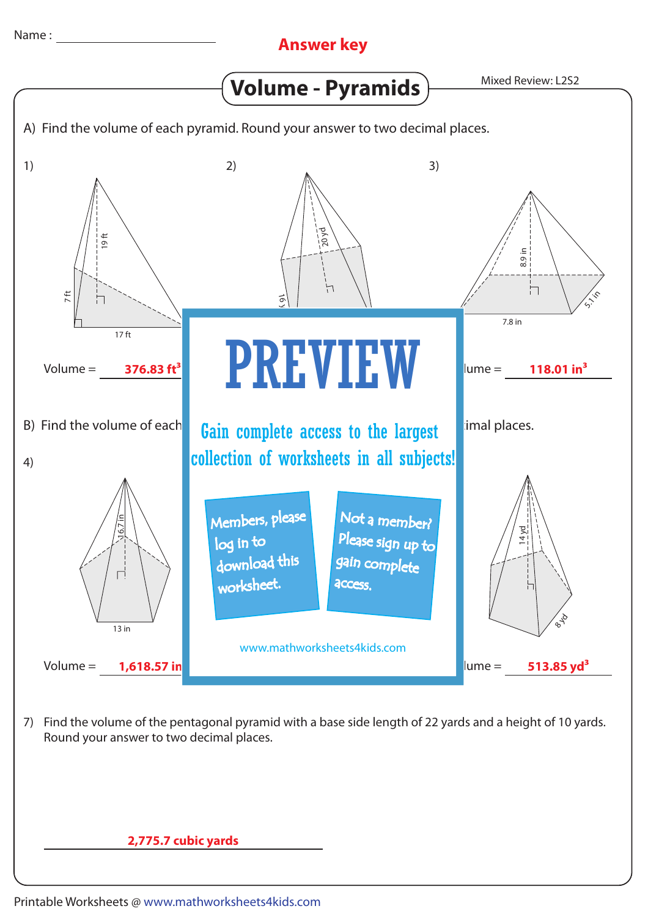Name : ______________________

**Answer key**

# Volume - Pyramids

Mixed Review: L2S2

A) Find the volume of each pyramid. Round your answer to two decimal places.

1)

19 ft

7 ft

17 ft

Volume = **376.83 ft$^3$**

2)

20 yd

16 y

3)

8.9 in

7.8 in

5.1 in

Volume = **118.01 in$^3$**

# PREVIEW

Gain complete access to the largest collection of worksheets in all subjects!

Members, please log in to download this worksheet.

Not a member? Please sign up to gain complete access.

www.mathworksheets4kids.com

B) Find the volume of each ... imal places.

4)

16.7 in

13 in

Volume = **1,618.57 in**

14 yd

8 yd

Volume = **513.85 yd$^3$**

7) Find the volume of the pentagonal pyramid with a base side length of 22 yards and a height of 10 yards. Round your answer to two decimal places.

**2,775.7 cubic yards**

Printable Worksheets @ www.mathworksheets4kids.com